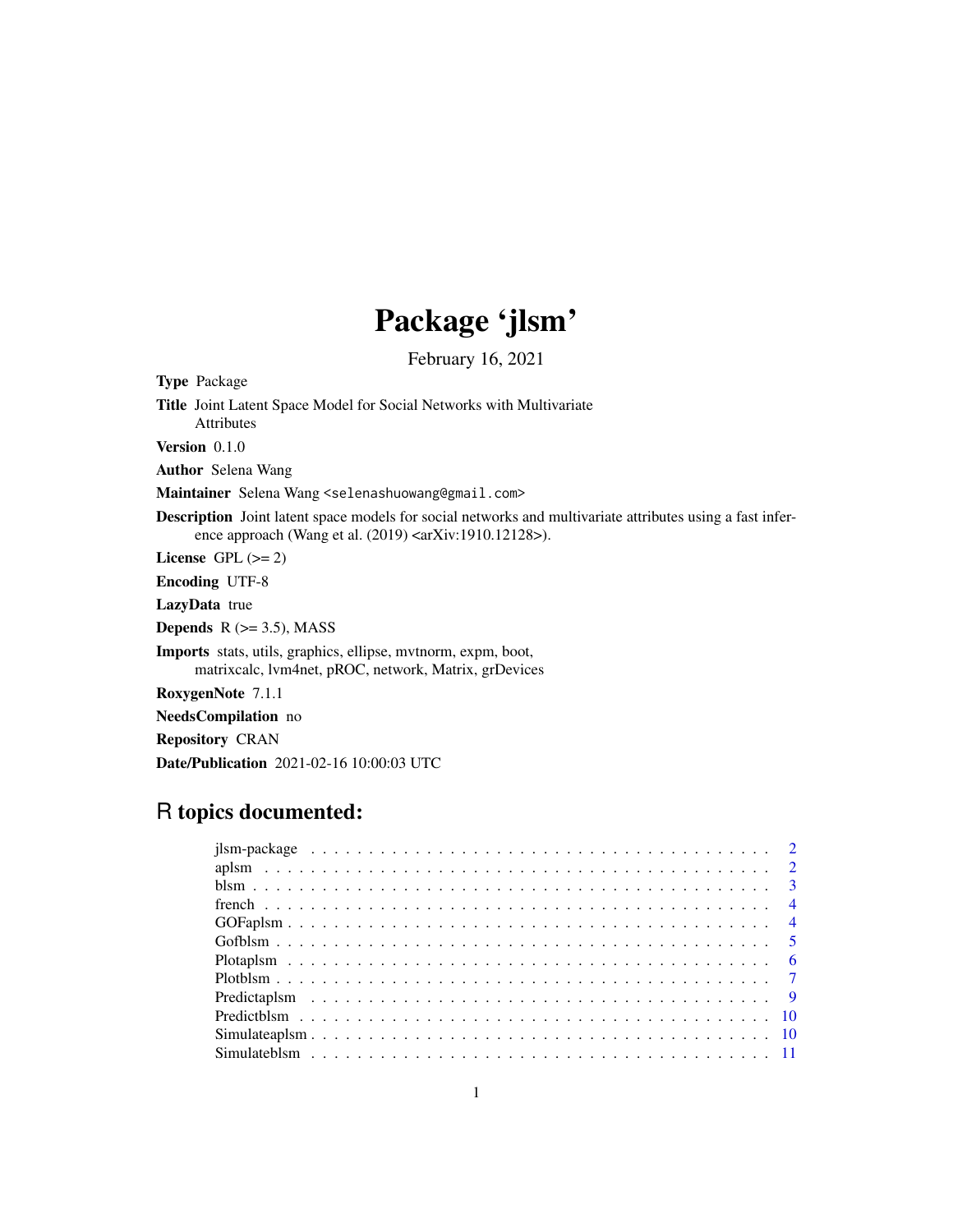# Package 'jlsm'

February 16, 2021

**Type** Package

**Title** Joint Latent Space Model for Social Networks with Multivariate Attributes

**Version** 0.1.0

**Author** Selena Wang

**Maintainer** Selena Wang <selenashuowang@gmail.com>

**Description** Joint latent space models for social networks and multivariate attributes using a fast inference approach (Wang et al. (2019) <arXiv:1910.12128>).

**License** GPL (>= 2)

**Encoding** UTF-8

**LazyData** true

**Depends** R (>= 3.5), MASS

**Imports** stats, utils, graphics, ellipse, mvtnorm, expm, boot, matrixcalc, lvm4net, pROC, network, Matrix, grDevices

**RoxygenNote** 7.1.1

**NeedsCompilation** no

**Repository** CRAN

**Date/Publication** 2021-02-16 10:00:03 UTC

## R topics documented:

| | |
|---|---|
| jlsm-package | 2 |
| aplsm | 2 |
| blsm | 3 |
| french | 4 |
| GOFaplsm | 4 |
| Gofblsm | 5 |
| Plotaplsm | 6 |
| Plotblsm | 7 |
| Predictaplsm | 9 |
| Predictblsm | 10 |
| Simulateaplsm | 10 |
| Simulateblsm | 11 |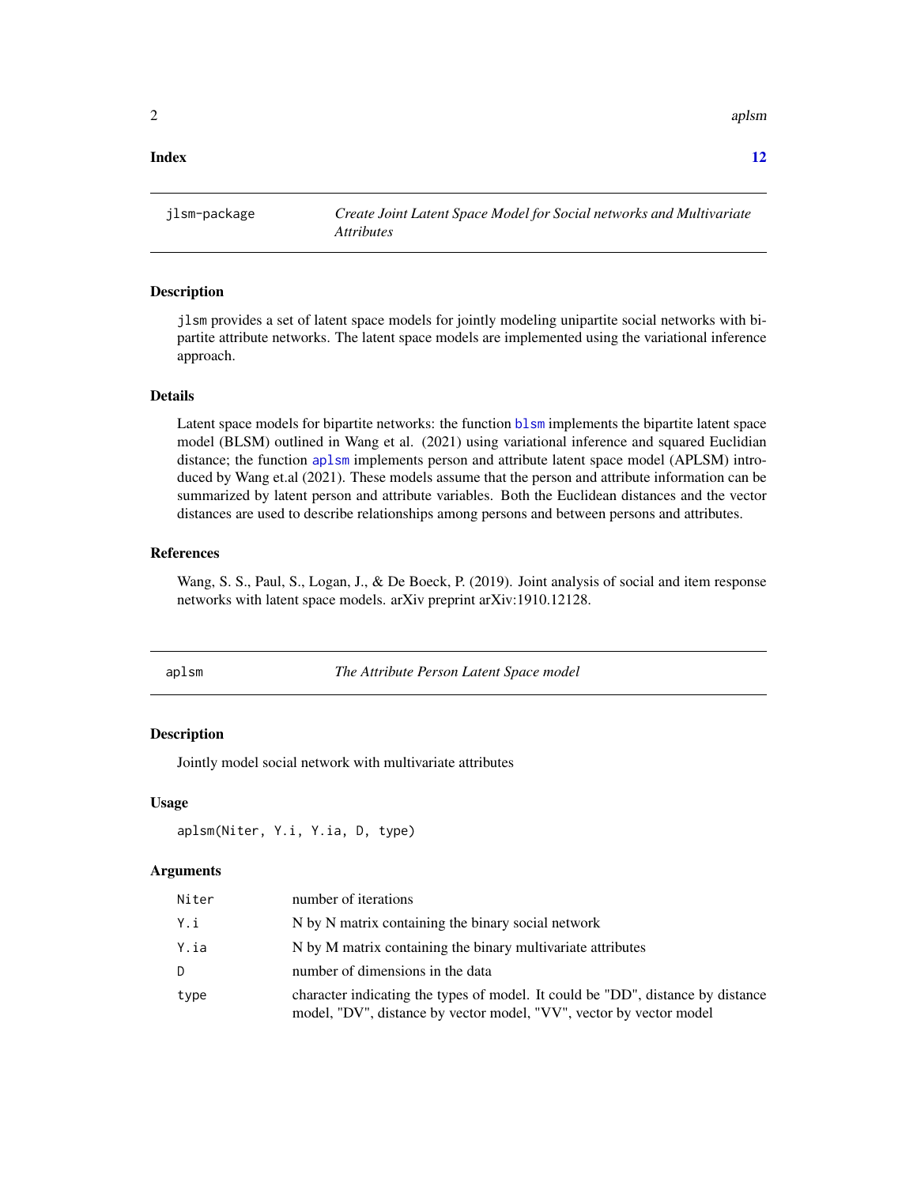**Index** **12**

---

| jlsm-package | *Create Joint Latent Space Model for Social networks and Multivariate Attributes* |
|---|---|

## Description

jlsm provides a set of latent space models for jointly modeling unipartite social networks with bipartite attribute networks. The latent space models are implemented using the variational inference approach.

## Details

Latent space models for bipartite networks: the function blsm implements the bipartite latent space model (BLSM) outlined in Wang et al. (2021) using variational inference and squared Euclidian distance; the function aplsm implements person and attribute latent space model (APLSM) introduced by Wang et.al (2021). These models assume that the person and attribute information can be summarized by latent person and attribute variables. Both the Euclidean distances and the vector distances are used to describe relationships among persons and between persons and attributes.

## References

Wang, S. S., Paul, S., Logan, J., & De Boeck, P. (2019). Joint analysis of social and item response networks with latent space models. arXiv preprint arXiv:1910.12128.

---

| aplsm | *The Attribute Person Latent Space model* |
|---|---|

## Description

Jointly model social network with multivariate attributes

## Usage

```
aplsm(Niter, Y.i, Y.ia, D, type)
```

## Arguments

| | |
|---|---|
| Niter | number of iterations |
| Y.i | N by N matrix containing the binary social network |
| Y.ia | N by M matrix containing the binary multivariate attributes |
| D | number of dimensions in the data |
| type | character indicating the types of model. It could be "DD", distance by distance model, "DV", distance by vector model, "VV", vector by vector model |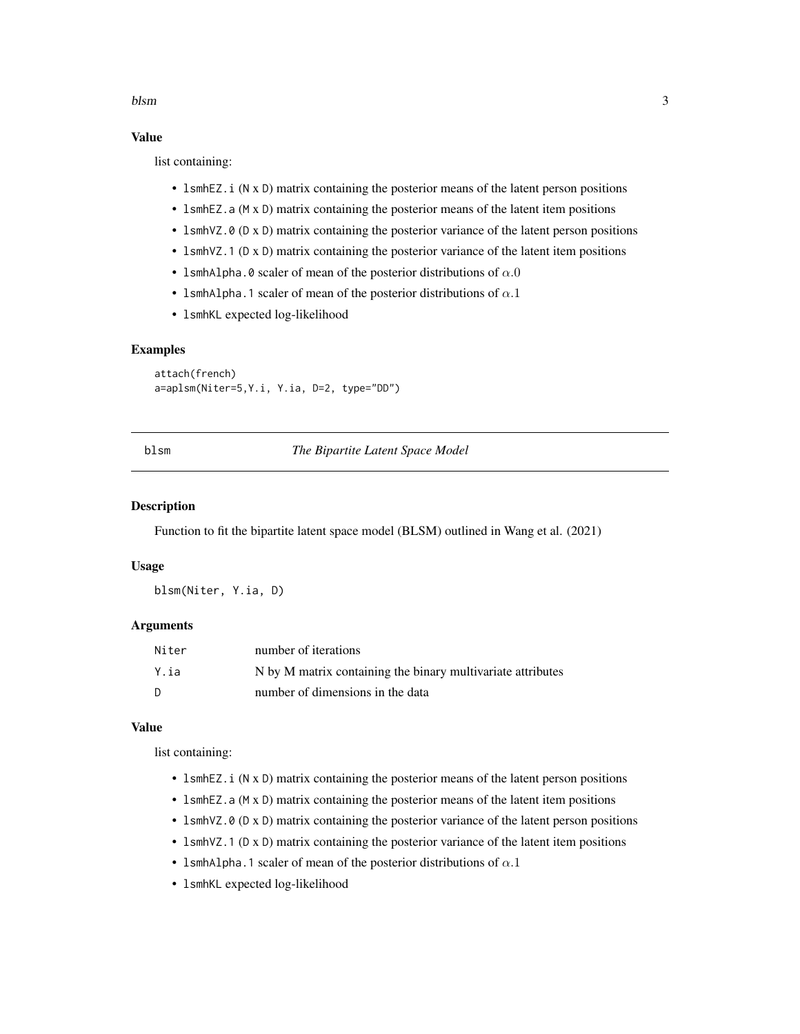### Value

list containing:

- `lsmhEZ.i` (`N` x `D`) matrix containing the posterior means of the latent person positions
- `lsmhEZ.a` (`M` x `D`) matrix containing the posterior means of the latent item positions
- `lsmhVZ.0` (`D` x `D`) matrix containing the posterior variance of the latent person positions
- `lsmhVZ.1` (`D` x `D`) matrix containing the posterior variance of the latent item positions
- `lsmhAlpha.0` scaler of mean of the posterior distributions of $\alpha.0$
- `lsmhAlpha.1` scaler of mean of the posterior distributions of $\alpha.1$
- `lsmhKL` expected log-likelihood

### Examples

```
attach(french)
a=aplsm(Niter=5,Y.i, Y.ia, D=2, type="DD")
```

## blsm — *The Bipartite Latent Space Model*

### Description

Function to fit the bipartite latent space model (BLSM) outlined in Wang et al. (2021)

### Usage

```
blsm(Niter, Y.ia, D)
```

### Arguments

| | |
|---|---|
| `Niter` | number of iterations |
| `Y.ia` | N by M matrix containing the binary multivariate attributes |
| `D` | number of dimensions in the data |

### Value

list containing:

- `lsmhEZ.i` (`N` x `D`) matrix containing the posterior means of the latent person positions
- `lsmhEZ.a` (`M` x `D`) matrix containing the posterior means of the latent item positions
- `lsmhVZ.0` (`D` x `D`) matrix containing the posterior variance of the latent person positions
- `lsmhVZ.1` (`D` x `D`) matrix containing the posterior variance of the latent item positions
- `lsmhAlpha.1` scaler of mean of the posterior distributions of $\alpha.1$
- `lsmhKL` expected log-likelihood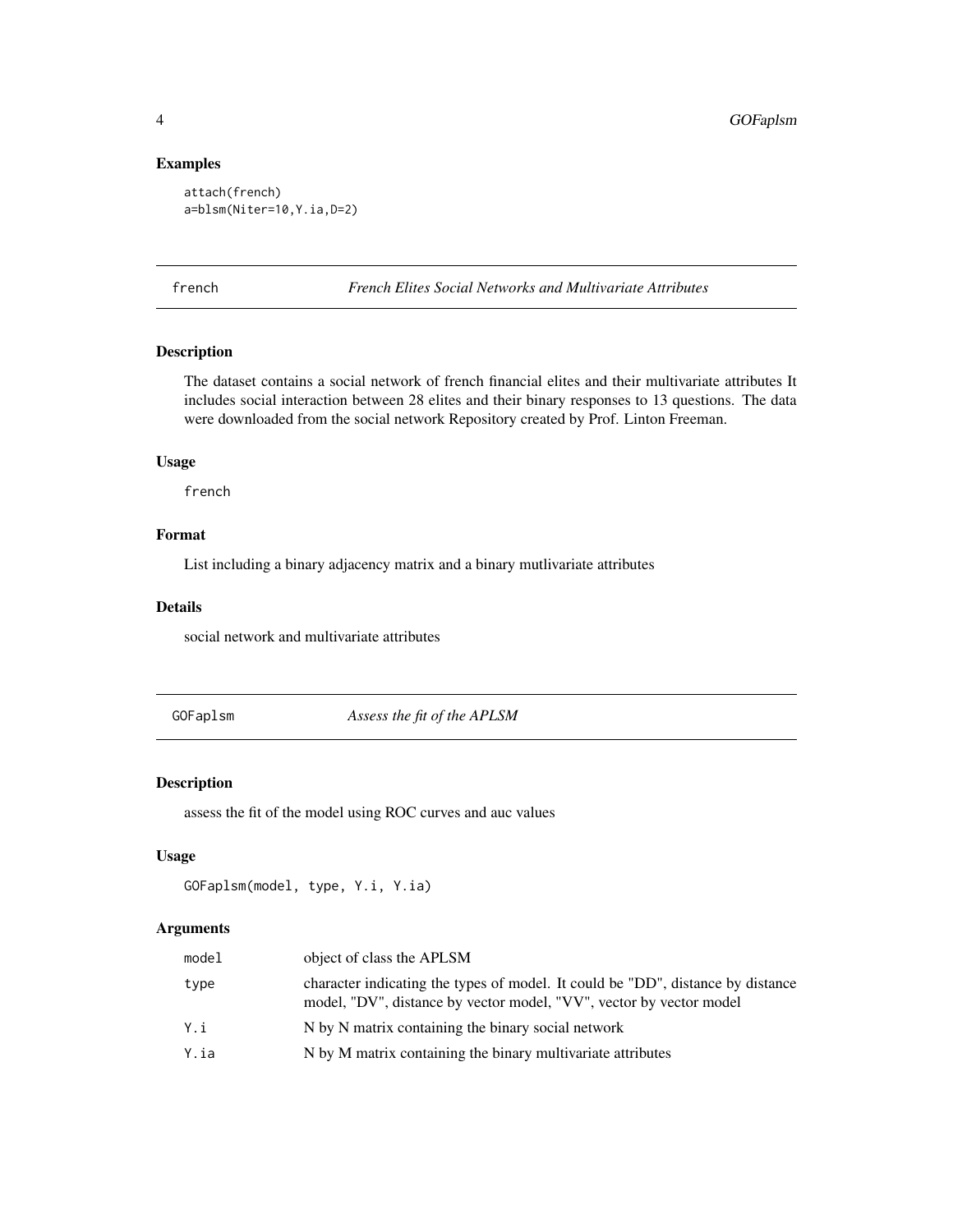## Examples

```
attach(french)
a=blsm(Niter=10,Y.ia,D=2)
```

# french — *French Elites Social Networks and Multivariate Attributes*

## Description

The dataset contains a social network of french financial elites and their multivariate attributes It includes social interaction between 28 elites and their binary responses to 13 questions. The data were downloaded from the social network Repository created by Prof. Linton Freeman.

## Usage

```
french
```

## Format

List including a binary adjacency matrix and a binary mutlivariate attributes

## Details

social network and multivariate attributes

# GOFaplsm — *Assess the fit of the APLSM*

## Description

assess the fit of the model using ROC curves and auc values

## Usage

```
GOFaplsm(model, type, Y.i, Y.ia)
```

## Arguments

| | |
|---|---|
| model | object of class the APLSM |
| type | character indicating the types of model. It could be "DD", distance by distance model, "DV", distance by vector model, "VV", vector by vector model |
| Y.i | N by N matrix containing the binary social network |
| Y.ia | N by M matrix containing the binary multivariate attributes |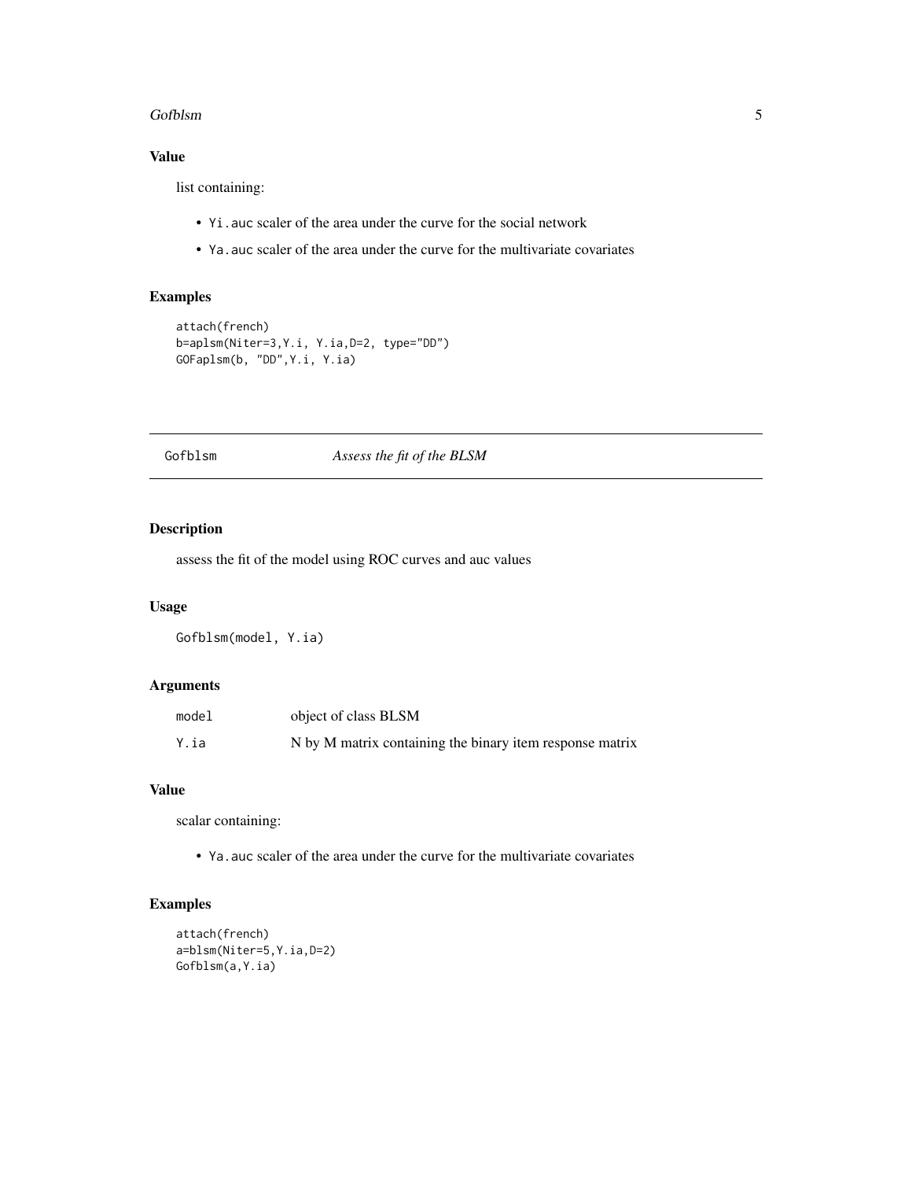## Value

list containing:

- `Yi.auc` scaler of the area under the curve for the social network
- `Ya.auc` scaler of the area under the curve for the multivariate covariates

## Examples

```
attach(french)
b=aplsm(Niter=3,Y.i, Y.ia,D=2, type="DD")
GOFaplsm(b, "DD",Y.i, Y.ia)
```

---

# Gofblsm — *Assess the fit of the BLSM*

---

## Description

assess the fit of the model using ROC curves and auc values

## Usage

```
Gofblsm(model, Y.ia)
```

## Arguments

| | |
|---|---|
| `model` | object of class BLSM |
| `Y.ia` | N by M matrix containing the binary item response matrix |

## Value

scalar containing:

- `Ya.auc` scaler of the area under the curve for the multivariate covariates

## Examples

```
attach(french)
a=blsm(Niter=5,Y.ia,D=2)
Gofblsm(a,Y.ia)
```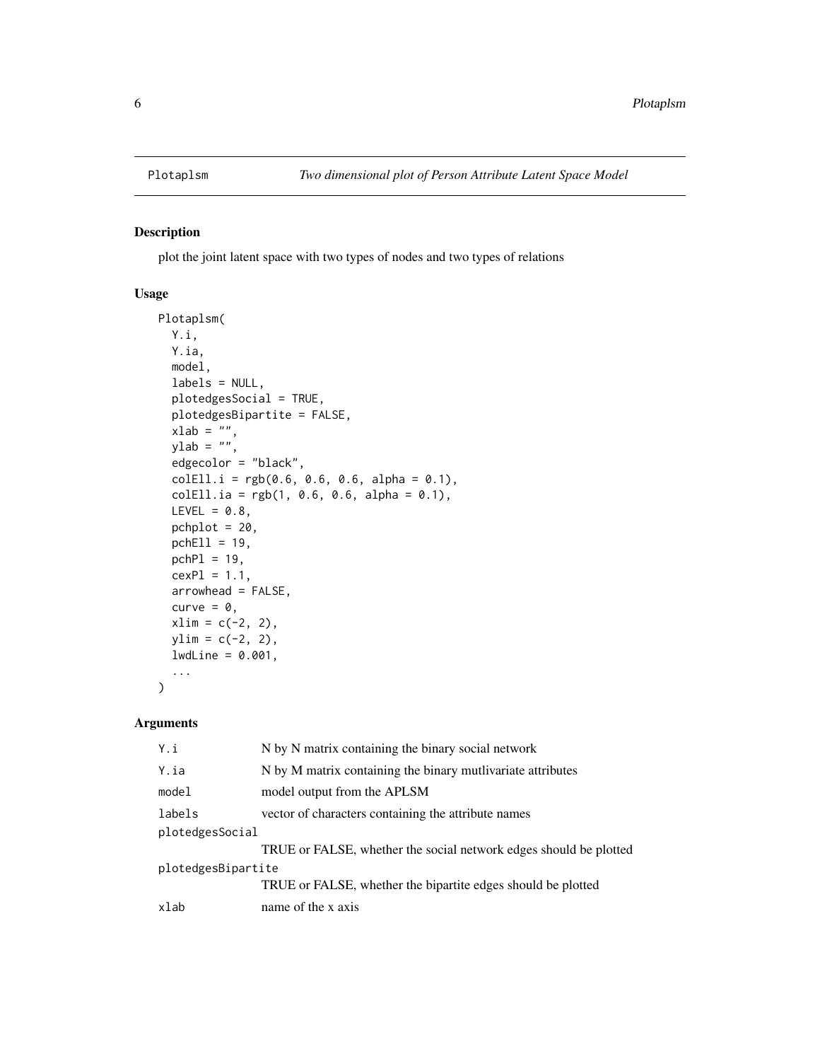Plotaplsm *Two dimensional plot of Person Attribute Latent Space Model*

## Description

plot the joint latent space with two types of nodes and two types of relations

## Usage

```
Plotaplsm(
  Y.i,
  Y.ia,
  model,
  labels = NULL,
  plotedgesSocial = TRUE,
  plotedgesBipartite = FALSE,
  xlab = "",
  ylab = "",
  edgecolor = "black",
  colEll.i = rgb(0.6, 0.6, 0.6, alpha = 0.1),
  colEll.ia = rgb(1, 0.6, 0.6, alpha = 0.1),
  LEVEL = 0.8,
  pchplot = 20,
  pchEll = 19,
  pchPl = 19,
  cexPl = 1.1,
  arrowhead = FALSE,
  curve = 0,
  xlim = c(-2, 2),
  ylim = c(-2, 2),
  lwdLine = 0.001,
  ...
)
```

## Arguments

| | |
|---|---|
| Y.i | N by N matrix containing the binary social network |
| Y.ia | N by M matrix containing the binary mutlivariate attributes |
| model | model output from the APLSM |
| labels | vector of characters containing the attribute names |
| plotedgesSocial | TRUE or FALSE, whether the social network edges should be plotted |
| plotedgesBipartite | TRUE or FALSE, whether the bipartite edges should be plotted |
| xlab | name of the x axis |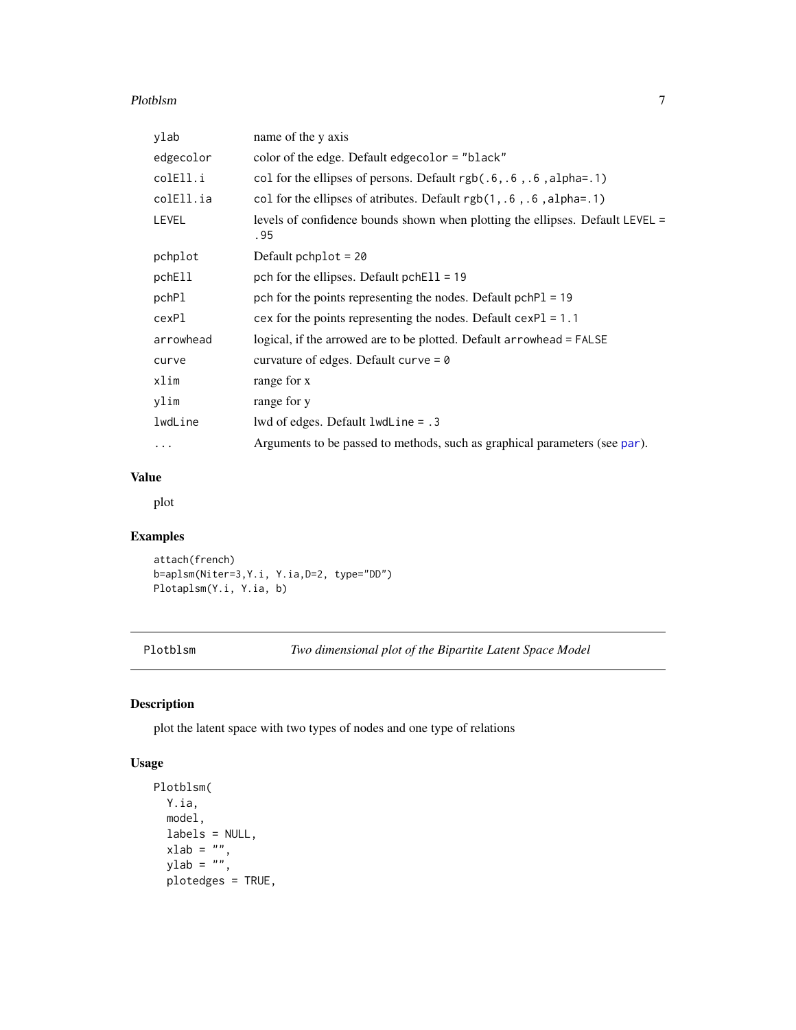| | |
|---|---|
| ylab | name of the y axis |
| edgecolor | color of the edge. Default edgecolor = "black" |
| colEll.i | col for the ellipses of persons. Default rgb(.6,.6 ,.6 ,alpha=.1) |
| colEll.ia | col for the ellipses of atributes. Default rgb(1,.6 ,.6 ,alpha=.1) |
| LEVEL | levels of confidence bounds shown when plotting the ellipses. Default LEVEL = .95 |
| pchplot | Default pchplot = 20 |
| pchEll | pch for the ellipses. Default pchEll = 19 |
| pchPl | pch for the points representing the nodes. Default pchPl = 19 |
| cexPl | cex for the points representing the nodes. Default cexPl = 1.1 |
| arrowhead | logical, if the arrowed are to be plotted. Default arrowhead = FALSE |
| curve | curvature of edges. Default curve = 0 |
| xlim | range for x |
| ylim | range for y |
| lwdLine | lwd of edges. Default lwdLine = .3 |
| ... | Arguments to be passed to methods, such as graphical parameters (see par). |

## Value

plot

## Examples

```
attach(french)
b=aplsm(Niter=3,Y.i, Y.ia,D=2, type="DD")
Plotaplsm(Y.i, Y.ia, b)
```

---

# Plotblsm — *Two dimensional plot of the Bipartite Latent Space Model*

## Description

plot the latent space with two types of nodes and one type of relations

## Usage

```
Plotblsm(
  Y.ia,
  model,
  labels = NULL,
  xlab = "",
  ylab = "",
  plotedges = TRUE,
```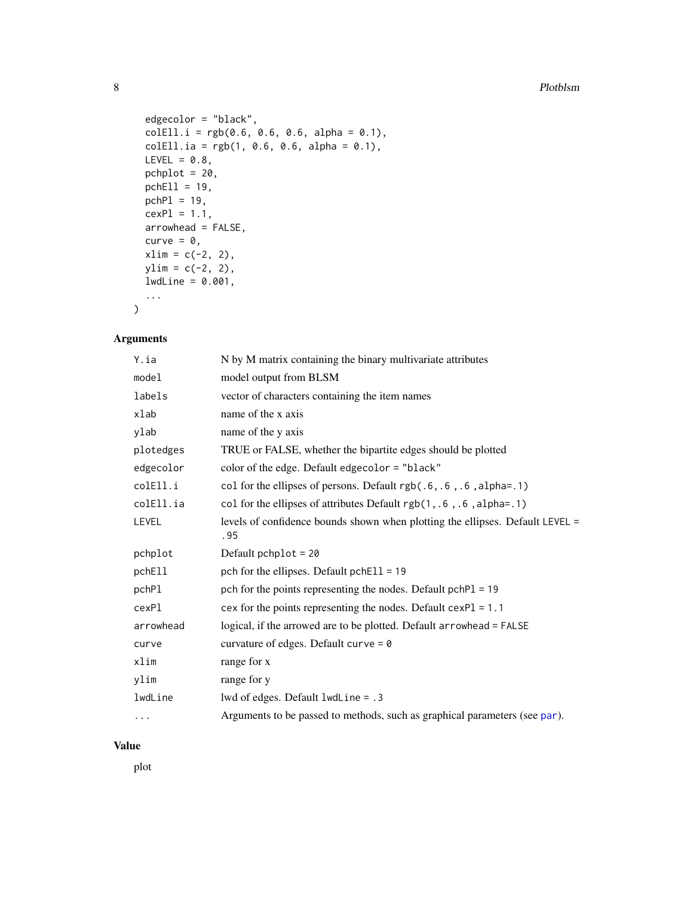```
  edgecolor = "black",
  colEll.i = rgb(0.6, 0.6, 0.6, alpha = 0.1),
  colEll.ia = rgb(1, 0.6, 0.6, alpha = 0.1),
  LEVEL = 0.8,
  pchplot = 20,
  pchEll = 19,
  pchPl = 19,
  cexPl = 1.1,
  arrowhead = FALSE,
  curve = 0,
  xlim = c(-2, 2),
  ylim = c(-2, 2),
  lwdLine = 0.001,
  ...
)
```

## Arguments

| Argument | Description |
|---|---|
| `Y.ia` | N by M matrix containing the binary multivariate attributes |
| `model` | model output from BLSM |
| `labels` | vector of characters containing the item names |
| `xlab` | name of the x axis |
| `ylab` | name of the y axis |
| `plotedges` | TRUE or FALSE, whether the bipartite edges should be plotted |
| `edgecolor` | color of the edge. Default `edgecolor = "black"` |
| `colEll.i` | col for the ellipses of persons. Default `rgb(.6,.6 ,.6 ,alpha=.1)` |
| `colEll.ia` | col for the ellipses of attributes Default `rgb(1,.6 ,.6 ,alpha=.1)` |
| `LEVEL` | levels of confidence bounds shown when plotting the ellipses. Default `LEVEL = .95` |
| `pchplot` | Default `pchplot = 20` |
| `pchEll` | pch for the ellipses. Default `pchEll = 19` |
| `pchPl` | pch for the points representing the nodes. Default `pchPl = 19` |
| `cexPl` | cex for the points representing the nodes. Default `cexPl = 1.1` |
| `arrowhead` | logical, if the arrowed are to be plotted. Default `arrowhead = FALSE` |
| `curve` | curvature of edges. Default `curve = 0` |
| `xlim` | range for x |
| `ylim` | range for y |
| `lwdLine` | lwd of edges. Default `lwdLine = .3` |
| `...` | Arguments to be passed to methods, such as graphical parameters (see par). |

## Value

plot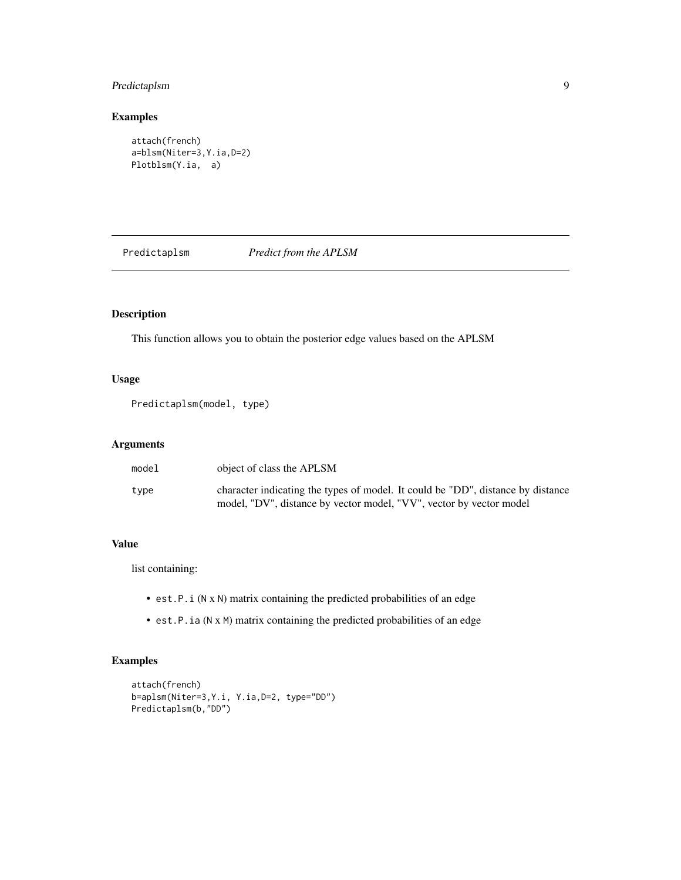## Examples

```
attach(french)
a=blsm(Niter=3,Y.ia,D=2)
Plotblsm(Y.ia,  a)
```

---

# Predictaplsm *Predict from the APLSM*

## Description

This function allows you to obtain the posterior edge values based on the APLSM

## Usage

```
Predictaplsm(model, type)
```

## Arguments

| | |
|---|---|
| `model` | object of class the APLSM |
| `type` | character indicating the types of model. It could be "DD", distance by distance model, "DV", distance by vector model, "VV", vector by vector model |

## Value

list containing:

- `est.P.i` (N x N) matrix containing the predicted probabilities of an edge
- `est.P.ia` (N x M) matrix containing the predicted probabilities of an edge

## Examples

```
attach(french)
b=aplsm(Niter=3,Y.i, Y.ia,D=2, type="DD")
Predictaplsm(b,"DD")
```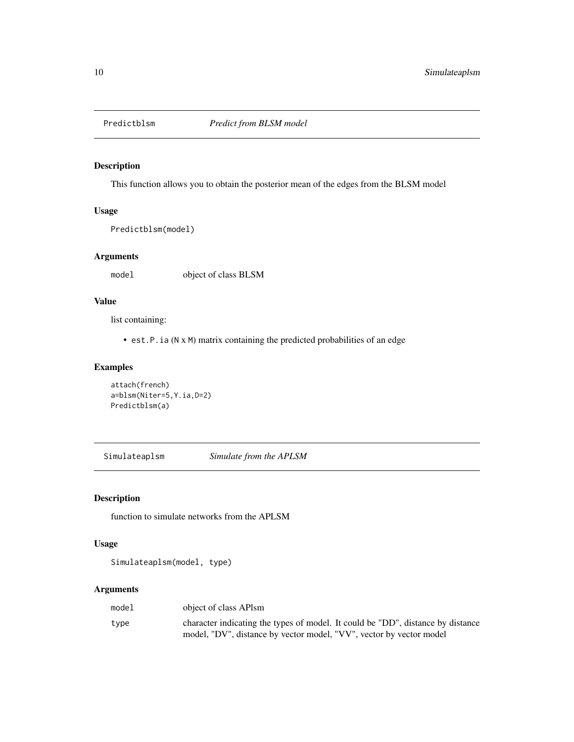## Predictblsm *Predict from BLSM model*

### Description

This function allows you to obtain the posterior mean of the edges from the BLSM model

### Usage

```
Predictblsm(model)
```

### Arguments

| | |
|---|---|
| `model` | object of class BLSM |

### Value

list containing:

- `est.P.ia` (`N` x `M`) matrix containing the predicted probabilities of an edge

### Examples

```
attach(french)
a=blsm(Niter=5,Y.ia,D=2)
Predictblsm(a)
```

## Simulateaplsm *Simulate from the APLSM*

### Description

function to simulate networks from the APLSM

### Usage

```
Simulateaplsm(model, type)
```

### Arguments

| | |
|---|---|
| `model` | object of class APlsm |
| `type` | character indicating the types of model. It could be "DD", distance by distance model, "DV", distance by vector model, "VV", vector by vector model |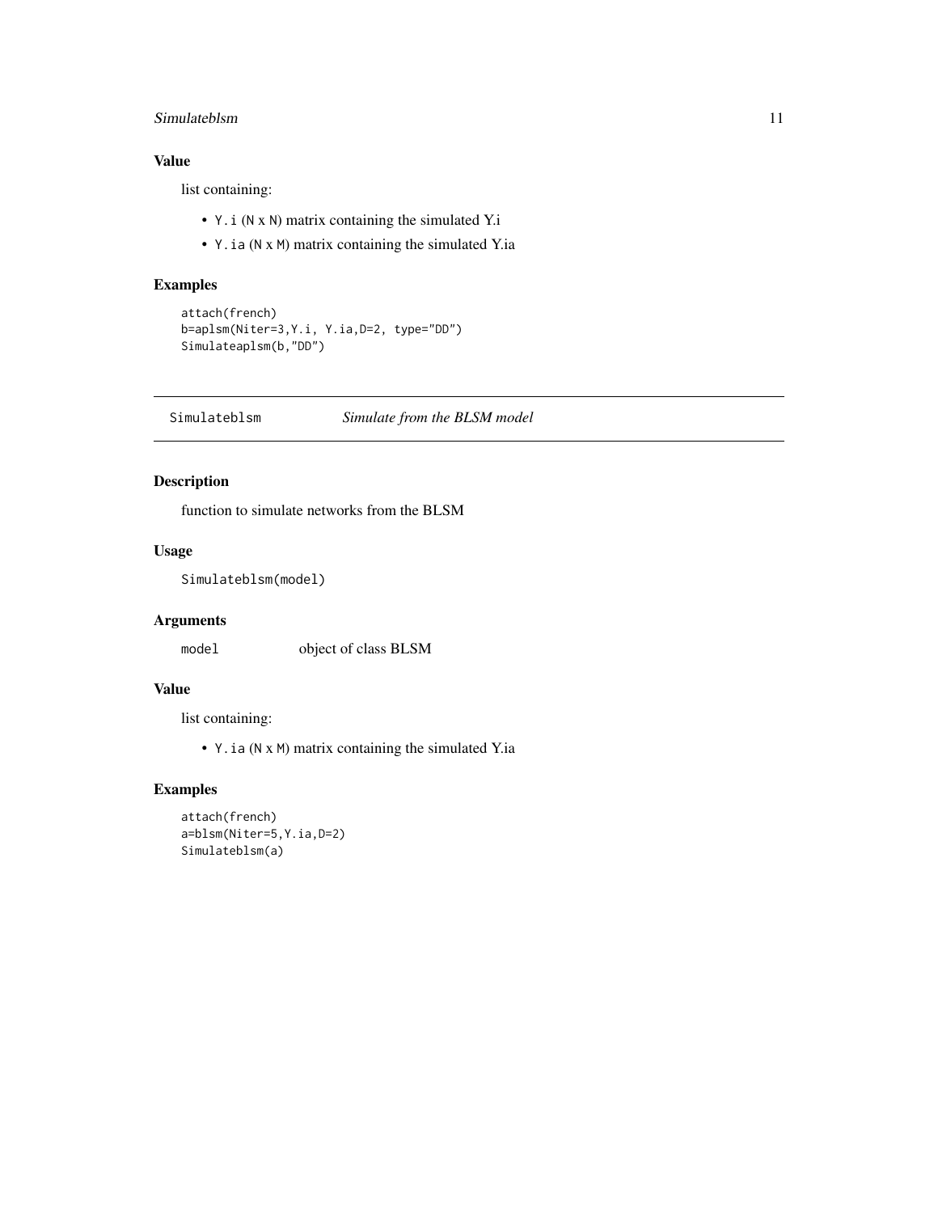### Value

list containing:

- `Y.i` (`N` x `N`) matrix containing the simulated Y.i
- `Y.ia` (`N` x `M`) matrix containing the simulated Y.ia

### Examples

```
attach(french)
b=aplsm(Niter=3,Y.i, Y.ia,D=2, type="DD")
Simulateaplsm(b,"DD")
```

---

## Simulateblsm — *Simulate from the BLSM model*

### Description

function to simulate networks from the BLSM

### Usage

```
Simulateblsm(model)
```

### Arguments

| | |
|---|---|
| `model` | object of class BLSM |

### Value

list containing:

- `Y.ia` (`N` x `M`) matrix containing the simulated Y.ia

### Examples

```
attach(french)
a=blsm(Niter=5,Y.ia,D=2)
Simulateblsm(a)
```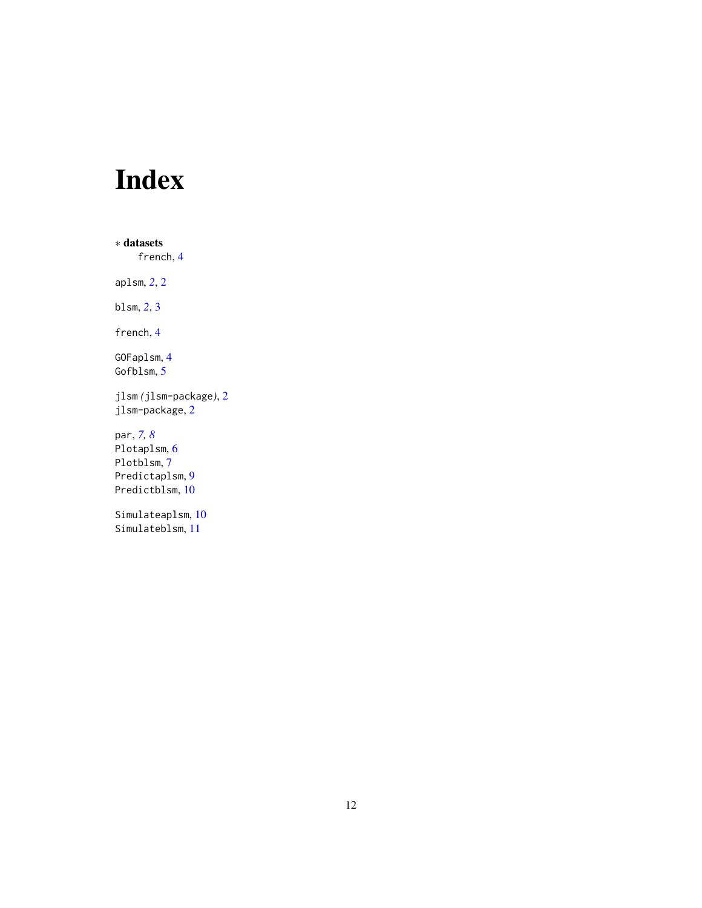# Index

∗ **datasets**
  french, 4

aplsm, *2*, 2

blsm, *2*, 3

french, 4

GOFaplsm, 4
Gofblsm, 5

jlsm *(*jlsm-package*)*, 2
jlsm-package, 2

par, *7, 8*
Plotaplsm, 6
Plotblsm, 7
Predictaplsm, 9
Predictblsm, 10

Simulateaplsm, 10
Simulateblsm, 11